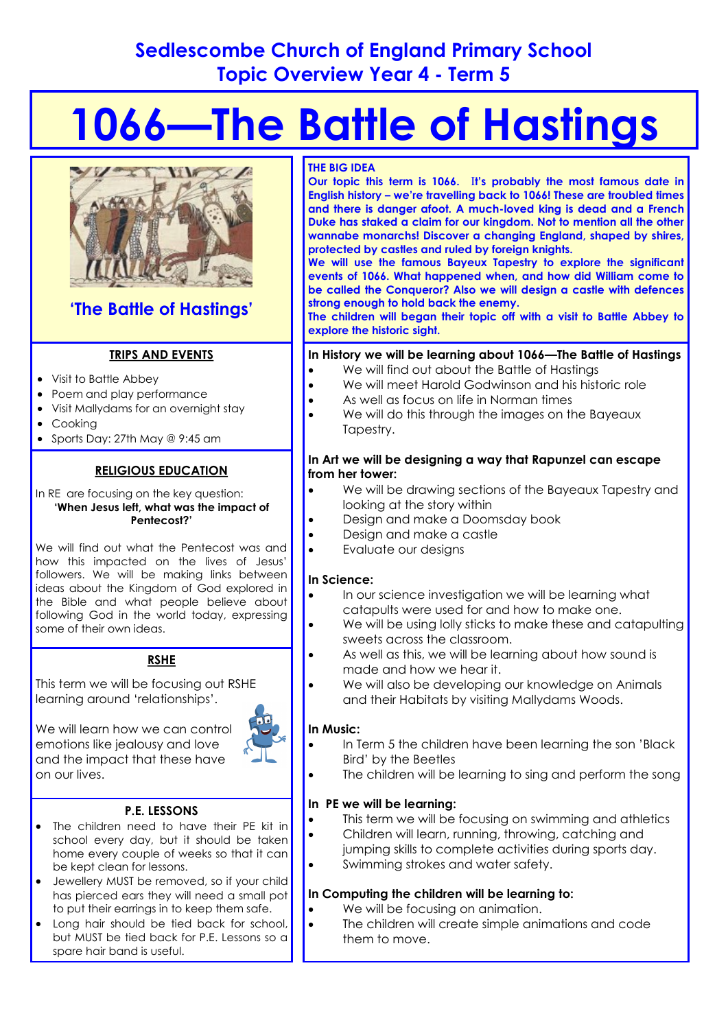# Sedlescombe Church of England Primary School
## Topic Overview Year 4 - Term 5

# 1066—The Battle of Hastings

**'The Battle of Hastings'**

### TRIPS AND EVENTS

- Visit to Battle Abbey
- Poem and play performance
- Visit Mallydams for an overnight stay
- Cooking
- Sports Day: 27th May @ 9:45 am

### RELIGIOUS EDUCATION

In RE are focusing on the key question:
**'When Jesus left, what was the impact of Pentecost?'**

We will find out what the Pentecost was and how this impacted on the lives of Jesus' followers. We will be making links between ideas about the Kingdom of God explored in the Bible and what people believe about following God in the world today, expressing some of their own ideas.

### RSHE

This term we will be focusing out RSHE learning around 'relationships'.

We will learn how we can control emotions like jealousy and love and the impact that these have on our lives.

### P.E. LESSONS

- The children need to have their PE kit in school every day, but it should be taken home every couple of weeks so that it can be kept clean for lessons.
- Jewellery MUST be removed, so if your child has pierced ears they will need a small pot to put their earrings in to keep them safe.
- Long hair should be tied back for school, but MUST be tied back for P.E. Lessons so a spare hair band is useful.

### THE BIG IDEA

**Our topic this term is 1066. It's probably the most famous date in English history – we're travelling back to 1066! These are troubled times and there is danger afoot. A much-loved king is dead and a French Duke has staked a claim for our kingdom. Not to mention all the other wannabe monarchs! Discover a changing England, shaped by shires, protected by castles and ruled by foreign knights.**

**We will use the famous Bayeux Tapestry to explore the significant events of 1066. What happened when, and how did William come to be called the Conqueror? Also we will design a castle with defences strong enough to hold back the enemy.**

**The children will began their topic off with a visit to Battle Abbey to explore the historic sight.**

**In History we will be learning about 1066—The Battle of Hastings**

- We will find out about the Battle of Hastings
- We will meet Harold Godwinson and his historic role
- As well as focus on life in Norman times
- We will do this through the images on the Bayeaux Tapestry.

**In Art we will be designing a way that Rapunzel can escape from her tower:**

- We will be drawing sections of the Bayeaux Tapestry and looking at the story within
- Design and make a Doomsday book
- Design and make a castle
- Evaluate our designs

**In Science:**

- In our science investigation we will be learning what catapults were used for and how to make one.
- We will be using lolly sticks to make these and catapulting sweets across the classroom.
- As well as this, we will be learning about how sound is made and how we hear it.
- We will also be developing our knowledge on Animals and their Habitats by visiting Mallydams Woods.

**In Music:**

- In Term 5 the children have been learning the son 'Black Bird' by the Beetles
- The children will be learning to sing and perform the song

**In PE we will be learning:**

- This term we will be focusing on swimming and athletics
- Children will learn, running, throwing, catching and jumping skills to complete activities during sports day.
- Swimming strokes and water safety.

**In Computing the children will be learning to:**

- We will be focusing on animation.
- The children will create simple animations and code them to move.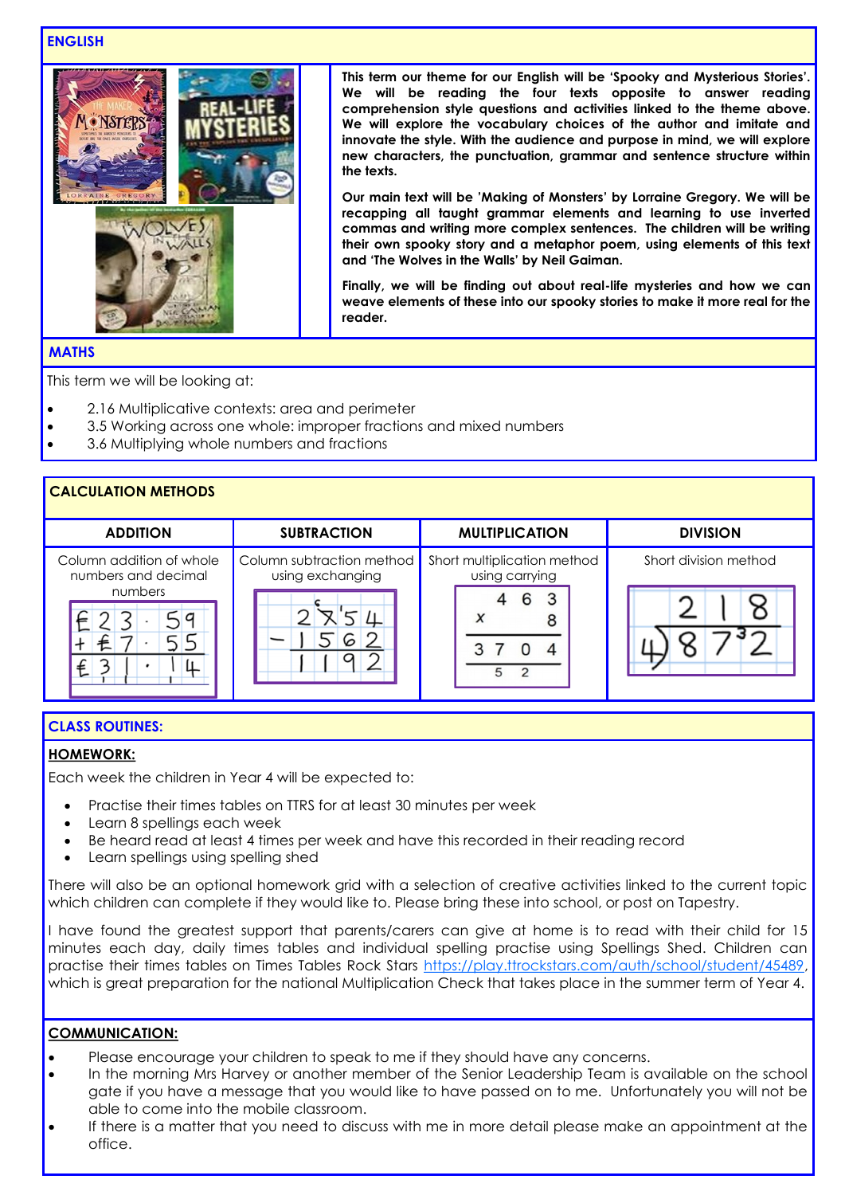## ENGLISH

This term our theme for our English will be 'Spooky and Mysterious Stories'. We will be reading the four texts opposite to answer reading comprehension style questions and activities linked to the theme above. We will explore the vocabulary choices of the author and imitate and innovate the style. With the audience and purpose in mind, we will explore new characters, the punctuation, grammar and sentence structure within the texts.

Our main text will be 'Making of Monsters' by Lorraine Gregory. We will be recapping all taught grammar elements and learning to use inverted commas and writing more complex sentences. The children will be writing their own spooky story and a metaphor poem, using elements of this text and 'The Wolves in the Walls' by Neil Gaiman.

Finally, we will be finding out about real-life mysteries and how we can weave elements of these into our spooky stories to make it more real for the reader.

## MATHS

This term we will be looking at:

- 2.16 Multiplicative contexts: area and perimeter
- 3.5 Working across one whole: improper fractions and mixed numbers
- 3.6 Multiplying whole numbers and fractions

## CALCULATION METHODS

| ADDITION | SUBTRACTION | MULTIPLICATION | DIVISION |
|---|---|---|---|
| Column addition of whole numbers and decimal numbers | Column subtraction method using exchanging | Short multiplication method using carrying | Short division method |
| £23.59 + £7.55 = £31.14 | 2754 − 1562 = 1192 | 463 × 8 = 3704 (carried: 5, 2) | 872 ÷ 4 = 218 |

## CLASS ROUTINES:

### HOMEWORK:

Each week the children in Year 4 will be expected to:

- Practise their times tables on TTRS for at least 30 minutes per week
- Learn 8 spellings each week
- Be heard read at least 4 times per week and have this recorded in their reading record
- Learn spellings using spelling shed

There will also be an optional homework grid with a selection of creative activities linked to the current topic which children can complete if they would like to. Please bring these into school, or post on Tapestry.

I have found the greatest support that parents/carers can give at home is to read with their child for 15 minutes each day, daily times tables and individual spelling practise using Spellings Shed. Children can practise their times tables on Times Tables Rock Stars https://play.ttrockstars.com/auth/school/student/45489, which is great preparation for the national Multiplication Check that takes place in the summer term of Year 4.

### COMMUNICATION:

- Please encourage your children to speak to me if they should have any concerns.
- In the morning Mrs Harvey or another member of the Senior Leadership Team is available on the school gate if you have a message that you would like to have passed on to me. Unfortunately you will not be able to come into the mobile classroom.
- If there is a matter that you need to discuss with me in more detail please make an appointment at the office.